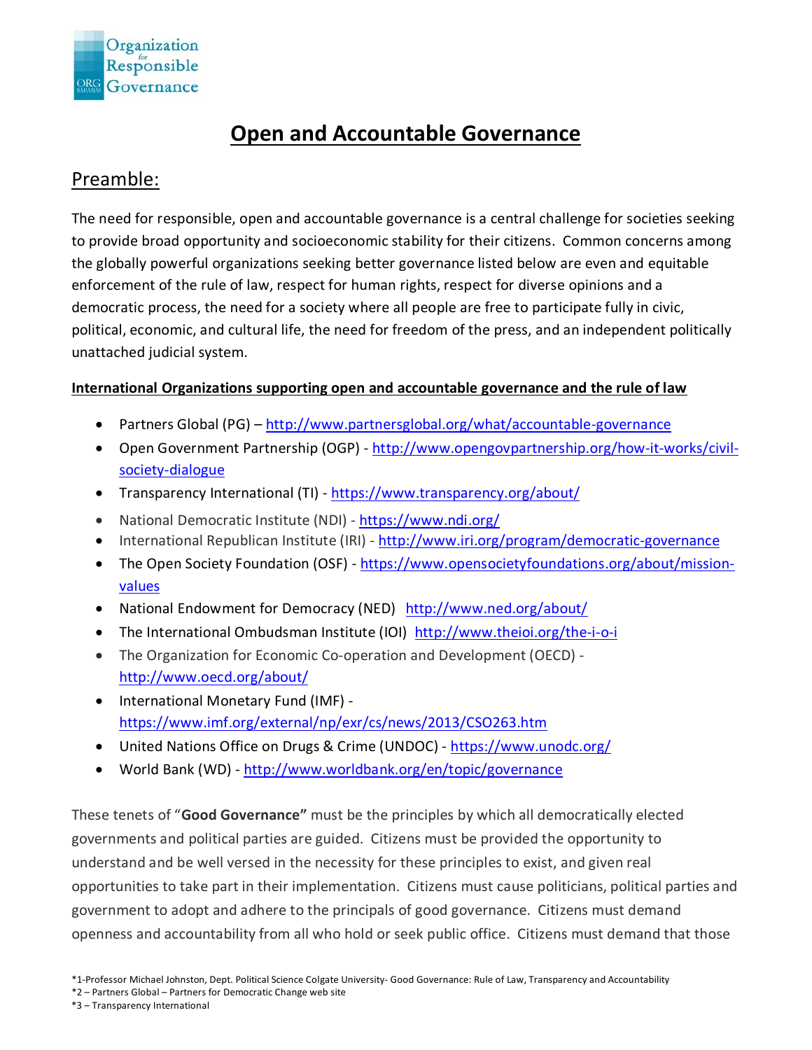Organization for Responsible Governance

# Open and Accountable Governance

## Preamble:

The need for responsible, open and accountable governance is a central challenge for societies seeking to provide broad opportunity and socioeconomic stability for their citizens. Common concerns among the globally powerful organizations seeking better governance listed below are even and equitable enforcement of the rule of law, respect for human rights, respect for diverse opinions and a democratic process, the need for a society where all people are free to participate fully in civic, political, economic, and cultural life, the need for freedom of the press, and an independent politically unattached judicial system.

**International Organizations supporting open and accountable governance and the rule of law**

- Partners Global (PG) – http://www.partnersglobal.org/what/accountable-governance
- Open Government Partnership (OGP) - http://www.opengovpartnership.org/how-it-works/civil-society-dialogue
- Transparency International (TI) - https://www.transparency.org/about/
- National Democratic Institute (NDI) - https://www.ndi.org/
- International Republican Institute (IRI) - http://www.iri.org/program/democratic-governance
- The Open Society Foundation (OSF) - https://www.opensocietyfoundations.org/about/mission-values
- National Endowment for Democracy (NED) http://www.ned.org/about/
- The International Ombudsman Institute (IOI) http://www.theioi.org/the-i-o-i
- The Organization for Economic Co-operation and Development (OECD) - http://www.oecd.org/about/
- International Monetary Fund (IMF) - https://www.imf.org/external/np/exr/cs/news/2013/CSO263.htm
- United Nations Office on Drugs & Crime (UNDOC) - https://www.unodc.org/
- World Bank (WD) - http://www.worldbank.org/en/topic/governance

These tenets of "**Good Governance"** must be the principles by which all democratically elected governments and political parties are guided. Citizens must be provided the opportunity to understand and be well versed in the necessity for these principles to exist, and given real opportunities to take part in their implementation. Citizens must cause politicians, political parties and government to adopt and adhere to the principals of good governance. Citizens must demand openness and accountability from all who hold or seek public office. Citizens must demand that those

*1-Professor Michael Johnston, Dept. Political Science Colgate University- Good Governance: Rule of Law, Transparency and Accountability
*2 – Partners Global – Partners for Democratic Change web site
*3 – Transparency International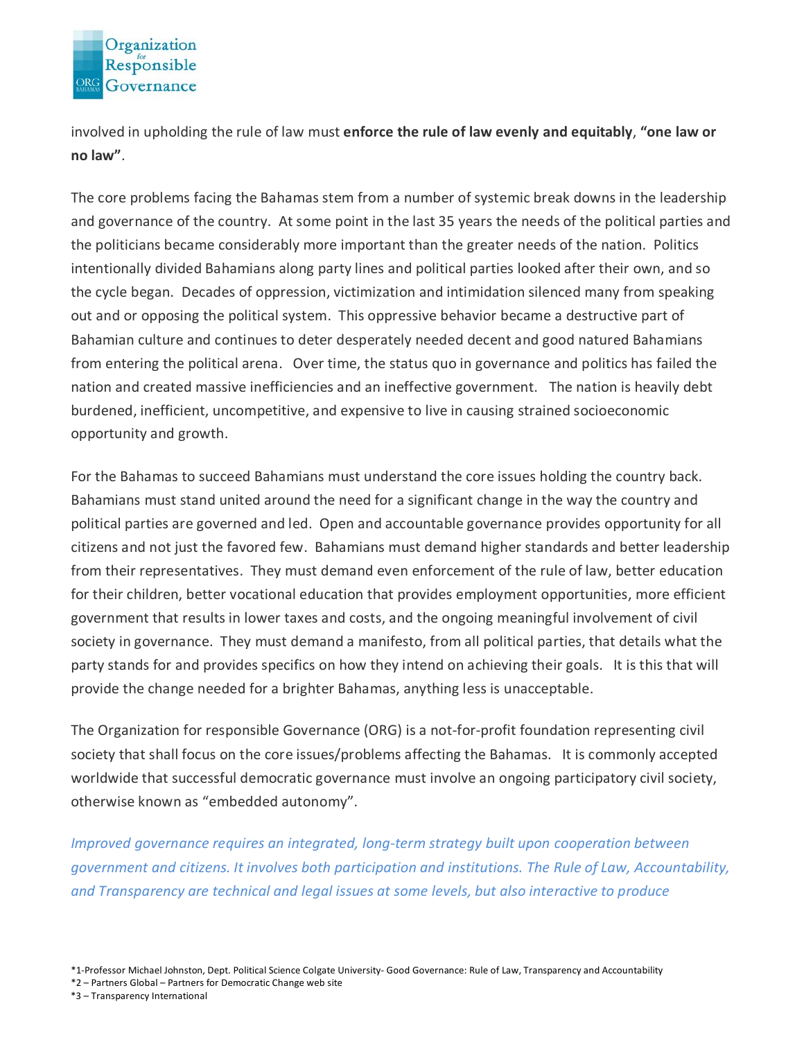involved in upholding the rule of law must **enforce the rule of law evenly and equitably**, **"one law or no law"**.

The core problems facing the Bahamas stem from a number of systemic break downs in the leadership and governance of the country. At some point in the last 35 years the needs of the political parties and the politicians became considerably more important than the greater needs of the nation. Politics intentionally divided Bahamians along party lines and political parties looked after their own, and so the cycle began. Decades of oppression, victimization and intimidation silenced many from speaking out and or opposing the political system. This oppressive behavior became a destructive part of Bahamian culture and continues to deter desperately needed decent and good natured Bahamians from entering the political arena. Over time, the status quo in governance and politics has failed the nation and created massive inefficiencies and an ineffective government. The nation is heavily debt burdened, inefficient, uncompetitive, and expensive to live in causing strained socioeconomic opportunity and growth.

For the Bahamas to succeed Bahamians must understand the core issues holding the country back. Bahamians must stand united around the need for a significant change in the way the country and political parties are governed and led. Open and accountable governance provides opportunity for all citizens and not just the favored few. Bahamians must demand higher standards and better leadership from their representatives. They must demand even enforcement of the rule of law, better education for their children, better vocational education that provides employment opportunities, more efficient government that results in lower taxes and costs, and the ongoing meaningful involvement of civil society in governance. They must demand a manifesto, from all political parties, that details what the party stands for and provides specifics on how they intend on achieving their goals. It is this that will provide the change needed for a brighter Bahamas, anything less is unacceptable.

The Organization for responsible Governance (ORG) is a not-for-profit foundation representing civil society that shall focus on the core issues/problems affecting the Bahamas. It is commonly accepted worldwide that successful democratic governance must involve an ongoing participatory civil society, otherwise known as "embedded autonomy".

*Improved governance requires an integrated, long-term strategy built upon cooperation between government and citizens. It involves both participation and institutions. The Rule of Law, Accountability, and Transparency are technical and legal issues at some levels, but also interactive to produce*

*1-Professor Michael Johnston, Dept. Political Science Colgate University- Good Governance: Rule of Law, Transparency and Accountability
*2 – Partners Global – Partners for Democratic Change web site
*3 – Transparency International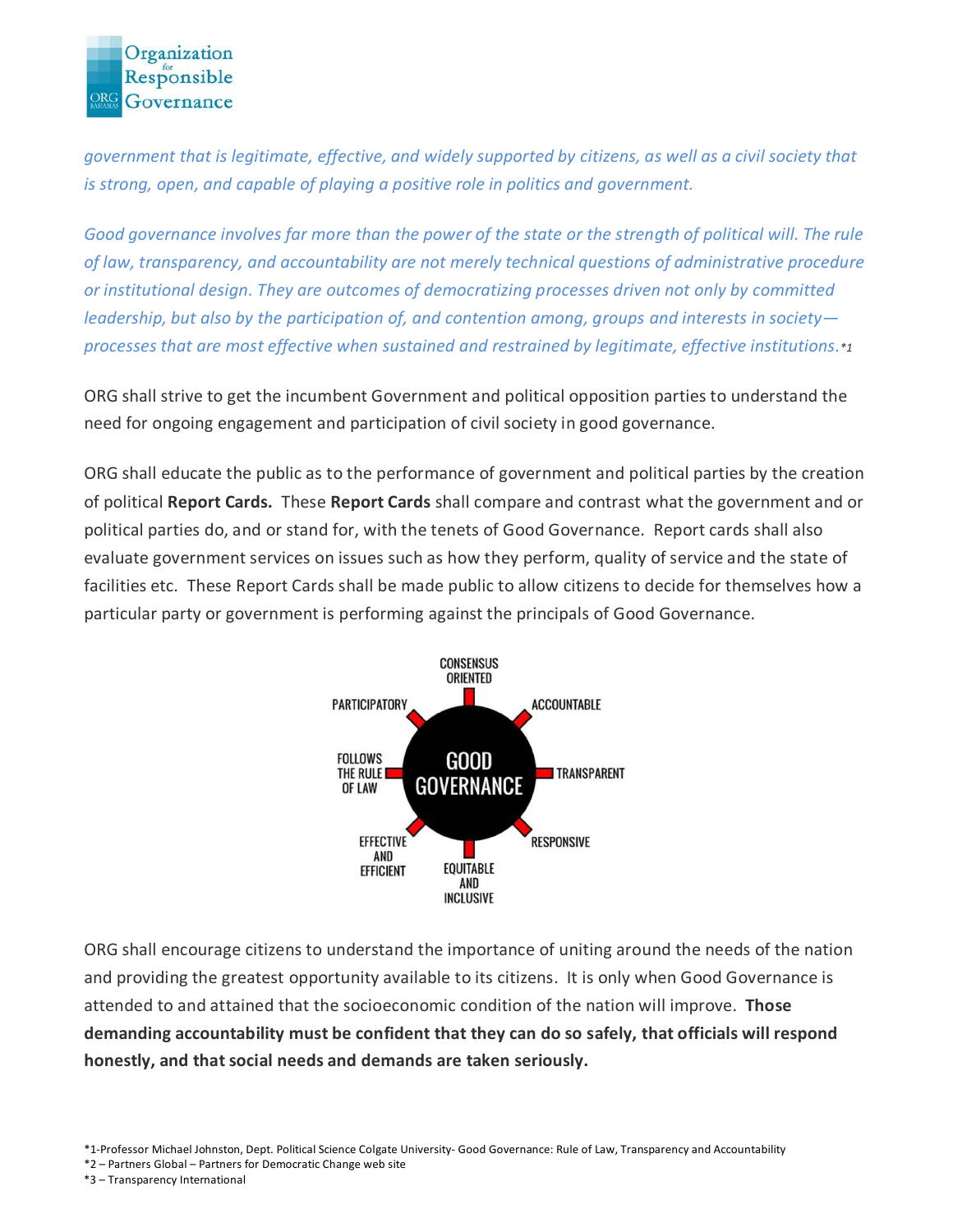*government that is legitimate, effective, and widely supported by citizens, as well as a civil society that is strong, open, and capable of playing a positive role in politics and government.*

*Good governance involves far more than the power of the state or the strength of political will. The rule of law, transparency, and accountability are not merely technical questions of administrative procedure or institutional design. They are outcomes of democratizing processes driven not only by committed leadership, but also by the participation of, and contention among, groups and interests in society—processes that are most effective when sustained and restrained by legitimate, effective institutions.*[*1]

ORG shall strive to get the incumbent Government and political opposition parties to understand the need for ongoing engagement and participation of civil society in good governance.

ORG shall educate the public as to the performance of government and political parties by the creation of political **Report Cards.** These **Report Cards** shall compare and contrast what the government and or political parties do, and or stand for, with the tenets of Good Governance. Report cards shall also evaluate government services on issues such as how they perform, quality of service and the state of facilities etc. These Report Cards shall be made public to allow citizens to decide for themselves how a particular party or government is performing against the principals of Good Governance.

GOOD GOVERNANCE: CONSENSUS ORIENTED, ACCOUNTABLE, TRANSPARENT, RESPONSIVE, EQUITABLE AND INCLUSIVE, EFFECTIVE AND EFFICIENT, FOLLOWS THE RULE OF LAW, PARTICIPATORY

ORG shall encourage citizens to understand the importance of uniting around the needs of the nation and providing the greatest opportunity available to its citizens. It is only when Good Governance is attended to and attained that the socioeconomic condition of the nation will improve. **Those demanding accountability must be confident that they can do so safely, that officials will respond honestly, and that social needs and demands are taken seriously.**

*1-Professor Michael Johnston, Dept. Political Science Colgate University- Good Governance: Rule of Law, Transparency and Accountability
*2 – Partners Global – Partners for Democratic Change web site
*3 – Transparency International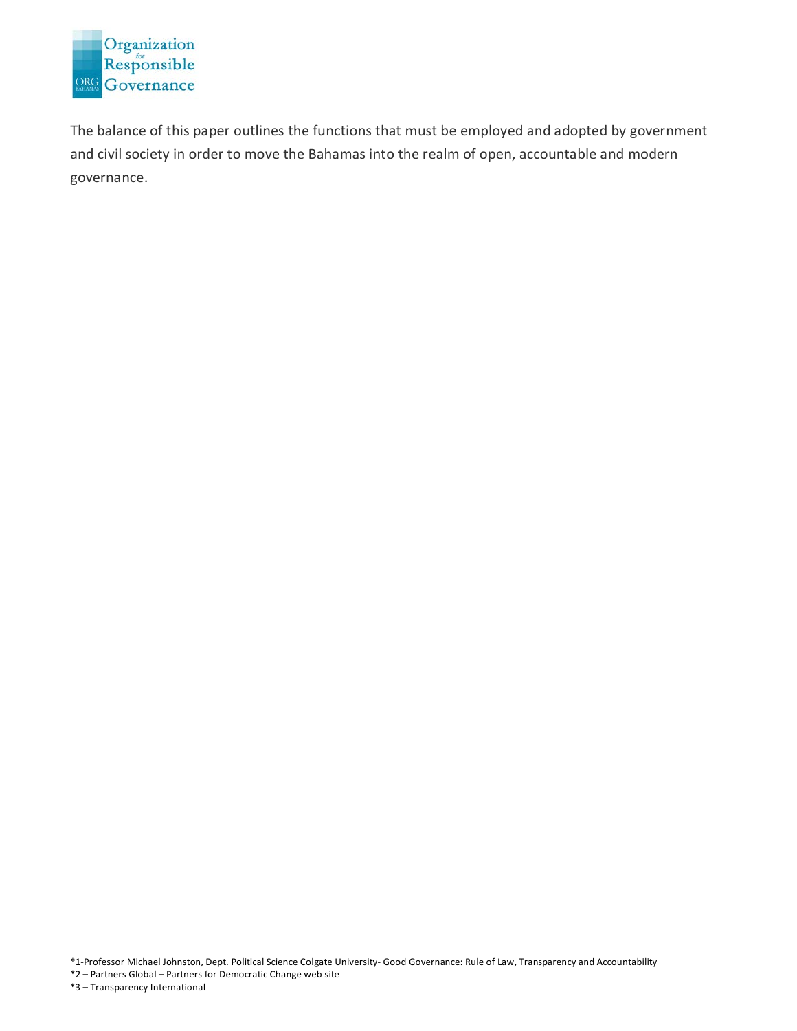The balance of this paper outlines the functions that must be employed and adopted by government and civil society in order to move the Bahamas into the realm of open, accountable and modern governance.

*1-Professor Michael Johnston, Dept. Political Science Colgate University- Good Governance: Rule of Law, Transparency and Accountability

*2 – Partners Global – Partners for Democratic Change web site

*3 – Transparency International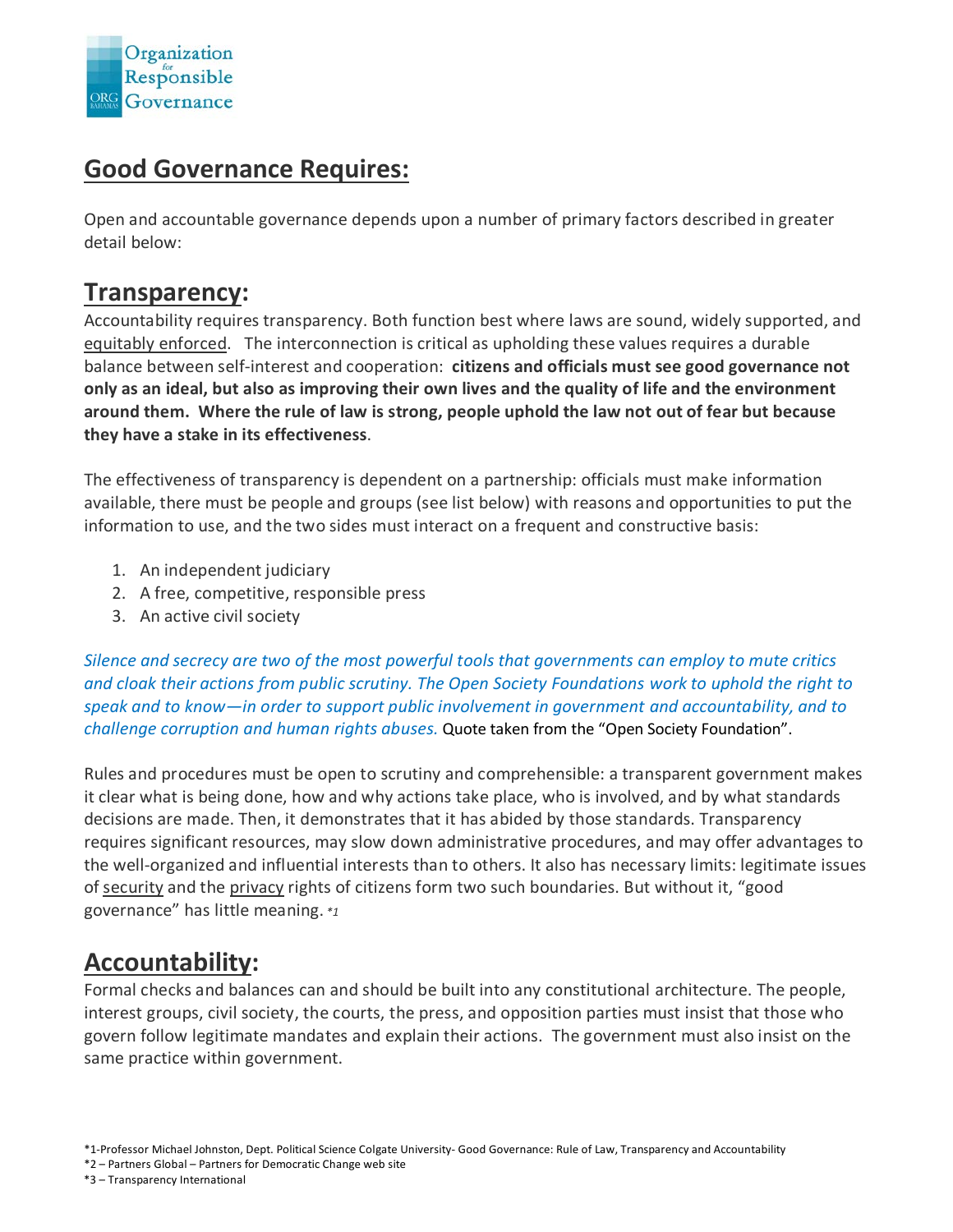## Good Governance Requires:

Open and accountable governance depends upon a number of primary factors described in greater detail below:

## Transparency:

Accountability requires transparency. Both function best where laws are sound, widely supported, and equitably enforced. The interconnection is critical as upholding these values requires a durable balance between self-interest and cooperation: **citizens and officials must see good governance not only as an ideal, but also as improving their own lives and the quality of life and the environment around them. Where the rule of law is strong, people uphold the law not out of fear but because they have a stake in its effectiveness**.

The effectiveness of transparency is dependent on a partnership: officials must make information available, there must be people and groups (see list below) with reasons and opportunities to put the information to use, and the two sides must interact on a frequent and constructive basis:

1. An independent judiciary
2. A free, competitive, responsible press
3. An active civil society

*Silence and secrecy are two of the most powerful tools that governments can employ to mute critics and cloak their actions from public scrutiny. The Open Society Foundations work to uphold the right to speak and to know—in order to support public involvement in government and accountability, and to challenge corruption and human rights abuses.* Quote taken from the "Open Society Foundation".

Rules and procedures must be open to scrutiny and comprehensible: a transparent government makes it clear what is being done, how and why actions take place, who is involved, and by what standards decisions are made. Then, it demonstrates that it has abided by those standards. Transparency requires significant resources, may slow down administrative procedures, and may offer advantages to the well-organized and influential interests than to others. It also has necessary limits: legitimate issues of security and the privacy rights of citizens form two such boundaries. But without it, "good governance" has little meaning. *1

## Accountability:

Formal checks and balances can and should be built into any constitutional architecture. The people, interest groups, civil society, the courts, the press, and opposition parties must insist that those who govern follow legitimate mandates and explain their actions. The government must also insist on the same practice within government.

*1-Professor Michael Johnston, Dept. Political Science Colgate University- Good Governance: Rule of Law, Transparency and Accountability

*2 – Partners Global – Partners for Democratic Change web site

*3 – Transparency International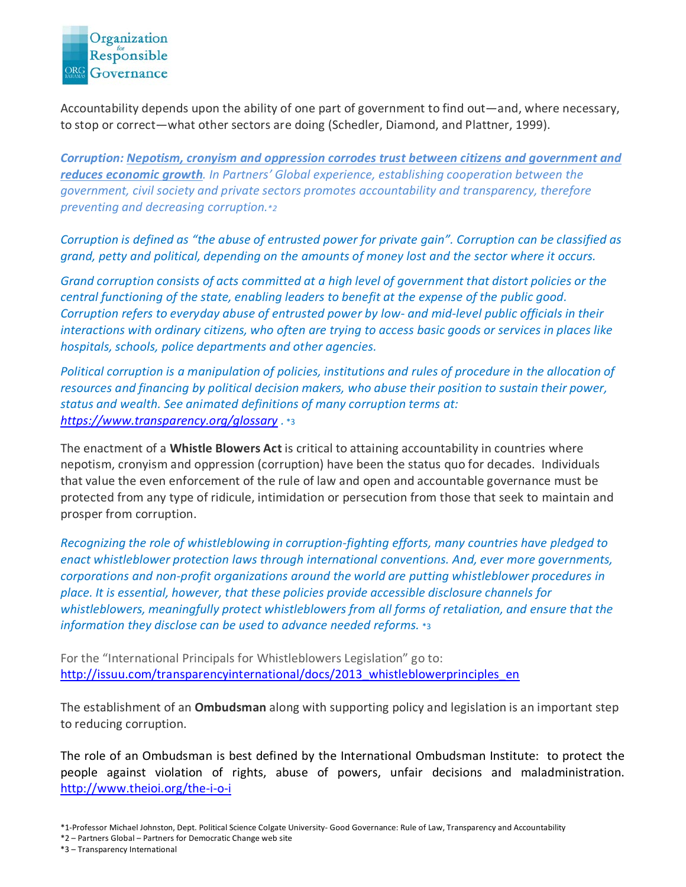Accountability depends upon the ability of one part of government to find out—and, where necessary, to stop or correct—what other sectors are doing (Schedler, Diamond, and Plattner, 1999).

***Corruption:** [**Nepotism, cronyism and oppression corrodes trust between citizens and government and reduces economic growth**]. In Partners' Global experience, establishing cooperation between the government, civil society and private sectors promotes accountability and transparency, therefore preventing and decreasing corruption.* *2

*Corruption is defined as "the abuse of entrusted power for private gain". Corruption can be classified as grand, petty and political, depending on the amounts of money lost and the sector where it occurs.*

*Grand corruption consists of acts committed at a high level of government that distort policies or the central functioning of the state, enabling leaders to benefit at the expense of the public good. Corruption refers to everyday abuse of entrusted power by low- and mid-level public officials in their interactions with ordinary citizens, who often are trying to access basic goods or services in places like hospitals, schools, police departments and other agencies.*

*Political corruption is a manipulation of policies, institutions and rules of procedure in the allocation of resources and financing by political decision makers, who abuse their position to sustain their power, status and wealth. See animated definitions of many corruption terms at: https://www.transparency.org/glossary .* *3

The enactment of a **Whistle Blowers Act** is critical to attaining accountability in countries where nepotism, cronyism and oppression (corruption) have been the status quo for decades. Individuals that value the even enforcement of the rule of law and open and accountable governance must be protected from any type of ridicule, intimidation or persecution from those that seek to maintain and prosper from corruption.

*Recognizing the role of whistleblowing in corruption-fighting efforts, many countries have pledged to enact whistleblower protection laws through international conventions. And, ever more governments, corporations and non-profit organizations around the world are putting whistleblower procedures in place. It is essential, however, that these policies provide accessible disclosure channels for whistleblowers, meaningfully protect whistleblowers from all forms of retaliation, and ensure that the information they disclose can be used to advance needed reforms.* *3

For the "International Principals for Whistleblowers Legislation" go to: http://issuu.com/transparencyinternational/docs/2013_whistleblowerprinciples_en

The establishment of an **Ombudsman** along with supporting policy and legislation is an important step to reducing corruption.

The role of an Ombudsman is best defined by the International Ombudsman Institute: to protect the people against violation of rights, abuse of powers, unfair decisions and maladministration. http://www.theioi.org/the-i-o-i

*1-Professor Michael Johnston, Dept. Political Science Colgate University- Good Governance: Rule of Law, Transparency and Accountability

*2 – Partners Global – Partners for Democratic Change web site

*3 – Transparency International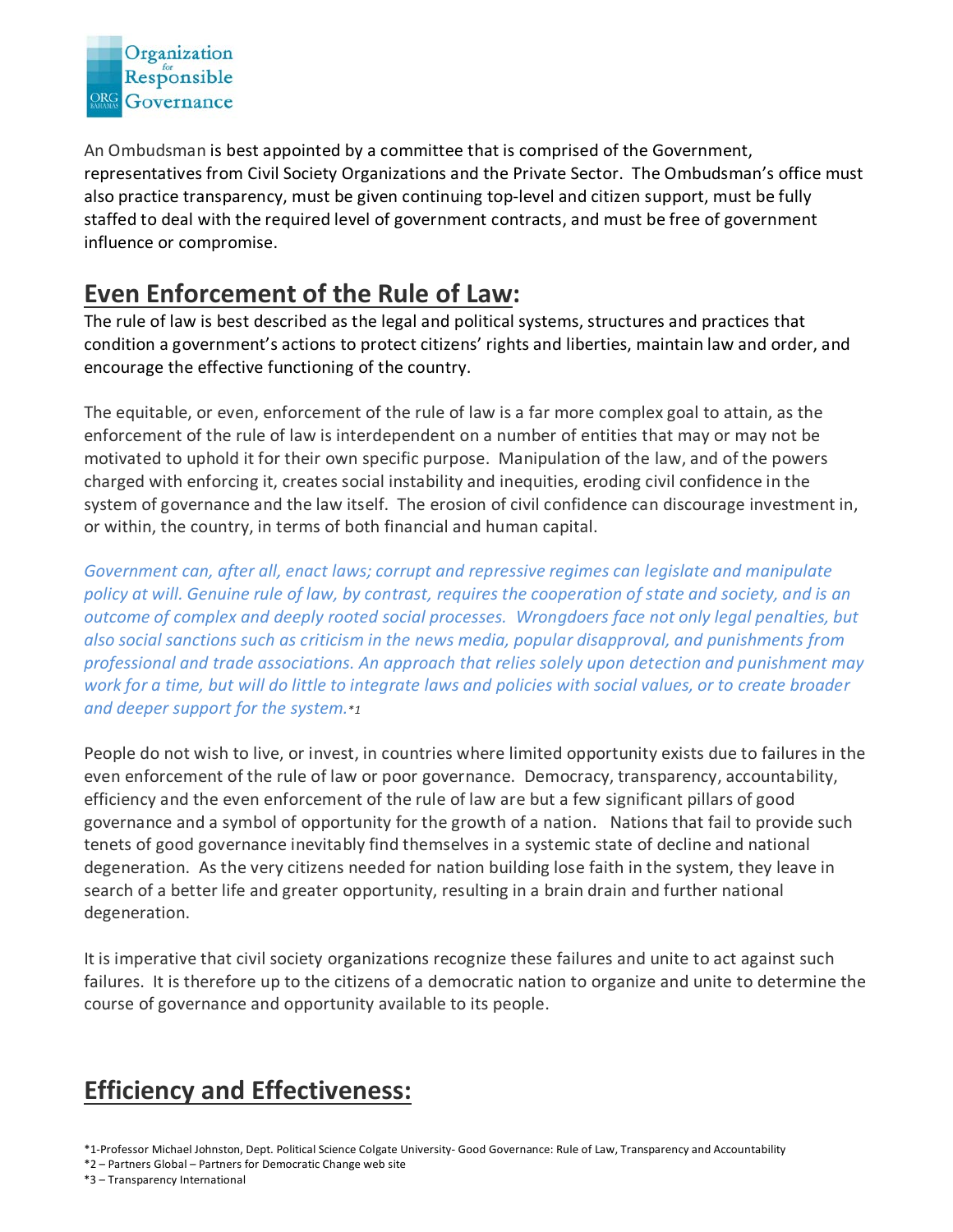An Ombudsman is best appointed by a committee that is comprised of the Government, representatives from Civil Society Organizations and the Private Sector. The Ombudsman's office must also practice transparency, must be given continuing top-level and citizen support, must be fully staffed to deal with the required level of government contracts, and must be free of government influence or compromise.

## Even Enforcement of the Rule of Law:

The rule of law is best described as the legal and political systems, structures and practices that condition a government's actions to protect citizens' rights and liberties, maintain law and order, and encourage the effective functioning of the country.

The equitable, or even, enforcement of the rule of law is a far more complex goal to attain, as the enforcement of the rule of law is interdependent on a number of entities that may or may not be motivated to uphold it for their own specific purpose. Manipulation of the law, and of the powers charged with enforcing it, creates social instability and inequities, eroding civil confidence in the system of governance and the law itself. The erosion of civil confidence can discourage investment in, or within, the country, in terms of both financial and human capital.

*Government can, after all, enact laws; corrupt and repressive regimes can legislate and manipulate policy at will. Genuine rule of law, by contrast, requires the cooperation of state and society, and is an outcome of complex and deeply rooted social processes. Wrongdoers face not only legal penalties, but also social sanctions such as criticism in the news media, popular disapproval, and punishments from professional and trade associations. An approach that relies solely upon detection and punishment may work for a time, but will do little to integrate laws and policies with social values, or to create broader and deeper support for the system.*\*1

People do not wish to live, or invest, in countries where limited opportunity exists due to failures in the even enforcement of the rule of law or poor governance. Democracy, transparency, accountability, efficiency and the even enforcement of the rule of law are but a few significant pillars of good governance and a symbol of opportunity for the growth of a nation. Nations that fail to provide such tenets of good governance inevitably find themselves in a systemic state of decline and national degeneration. As the very citizens needed for nation building lose faith in the system, they leave in search of a better life and greater opportunity, resulting in a brain drain and further national degeneration.

It is imperative that civil society organizations recognize these failures and unite to act against such failures. It is therefore up to the citizens of a democratic nation to organize and unite to determine the course of governance and opportunity available to its people.

## Efficiency and Effectiveness:

*1-Professor Michael Johnston, Dept. Political Science Colgate University- Good Governance: Rule of Law, Transparency and Accountability
*2 – Partners Global – Partners for Democratic Change web site
*3 – Transparency International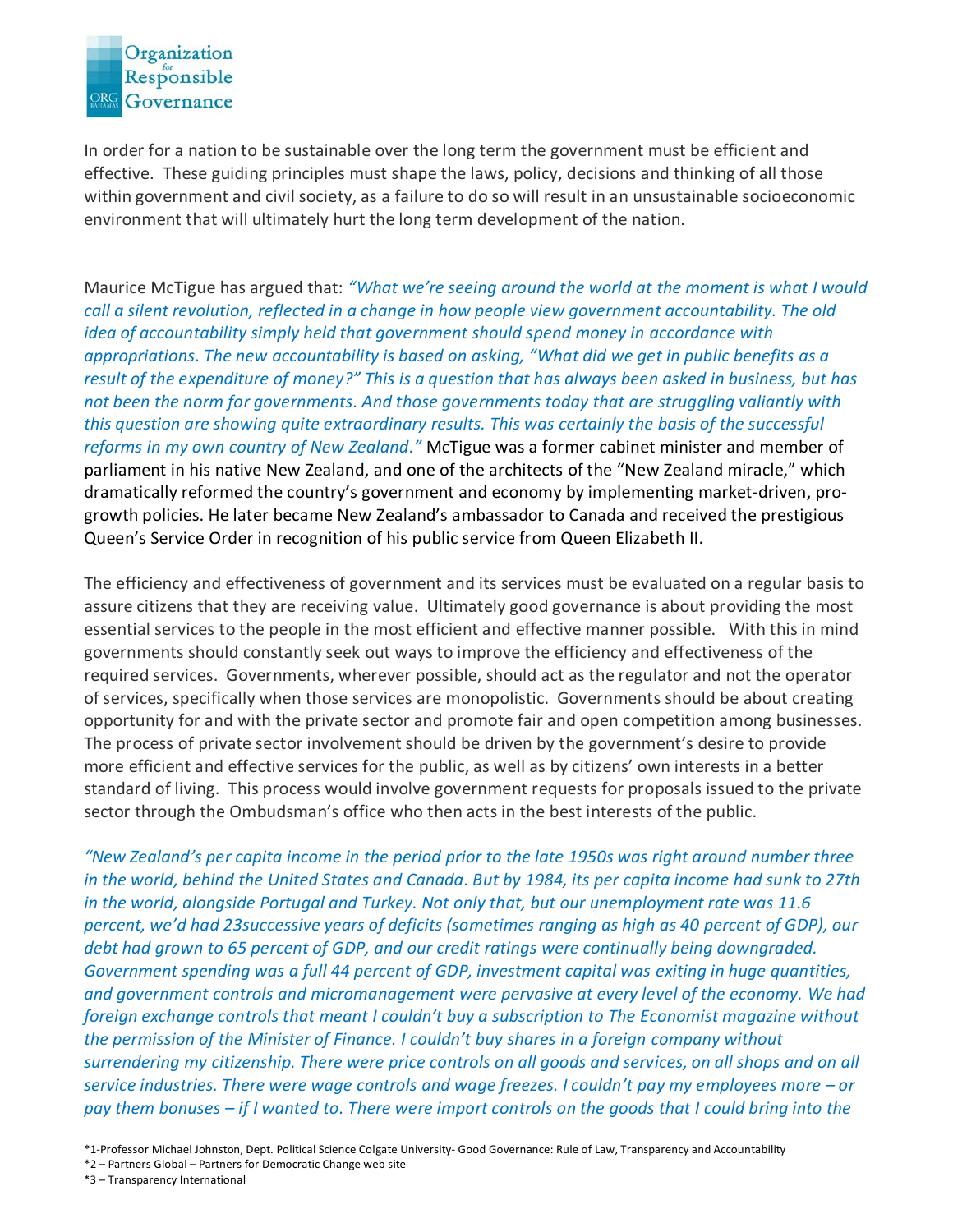In order for a nation to be sustainable over the long term the government must be efficient and effective. These guiding principles must shape the laws, policy, decisions and thinking of all those within government and civil society, as a failure to do so will result in an unsustainable socioeconomic environment that will ultimately hurt the long term development of the nation.

Maurice McTigue has argued that: *"What we're seeing around the world at the moment is what I would call a silent revolution, reflected in a change in how people view government accountability. The old idea of accountability simply held that government should spend money in accordance with appropriations. The new accountability is based on asking, "What did we get in public benefits as a result of the expenditure of money?" This is a question that has always been asked in business, but has not been the norm for governments. And those governments today that are struggling valiantly with this question are showing quite extraordinary results. This was certainly the basis of the successful reforms in my own country of New Zealand."* McTigue was a former cabinet minister and member of parliament in his native New Zealand, and one of the architects of the "New Zealand miracle," which dramatically reformed the country's government and economy by implementing market-driven, pro-growth policies. He later became New Zealand's ambassador to Canada and received the prestigious Queen's Service Order in recognition of his public service from Queen Elizabeth II.

The efficiency and effectiveness of government and its services must be evaluated on a regular basis to assure citizens that they are receiving value. Ultimately good governance is about providing the most essential services to the people in the most efficient and effective manner possible. With this in mind governments should constantly seek out ways to improve the efficiency and effectiveness of the required services. Governments, wherever possible, should act as the regulator and not the operator of services, specifically when those services are monopolistic. Governments should be about creating opportunity for and with the private sector and promote fair and open competition among businesses. The process of private sector involvement should be driven by the government's desire to provide more efficient and effective services for the public, as well as by citizens' own interests in a better standard of living. This process would involve government requests for proposals issued to the private sector through the Ombudsman's office who then acts in the best interests of the public.

*"New Zealand's per capita income in the period prior to the late 1950s was right around number three in the world, behind the United States and Canada. But by 1984, its per capita income had sunk to 27th in the world, alongside Portugal and Turkey. Not only that, but our unemployment rate was 11.6 percent, we'd had 23successive years of deficits (sometimes ranging as high as 40 percent of GDP), our debt had grown to 65 percent of GDP, and our credit ratings were continually being downgraded. Government spending was a full 44 percent of GDP, investment capital was exiting in huge quantities, and government controls and micromanagement were pervasive at every level of the economy. We had foreign exchange controls that meant I couldn't buy a subscription to The Economist magazine without the permission of the Minister of Finance. I couldn't buy shares in a foreign company without surrendering my citizenship. There were price controls on all goods and services, on all shops and on all service industries. There were wage controls and wage freezes. I couldn't pay my employees more – or pay them bonuses – if I wanted to. There were import controls on the goods that I could bring into the*

*1-Professor Michael Johnston, Dept. Political Science Colgate University- Good Governance: Rule of Law, Transparency and Accountability
*2 – Partners Global – Partners for Democratic Change web site
*3 – Transparency International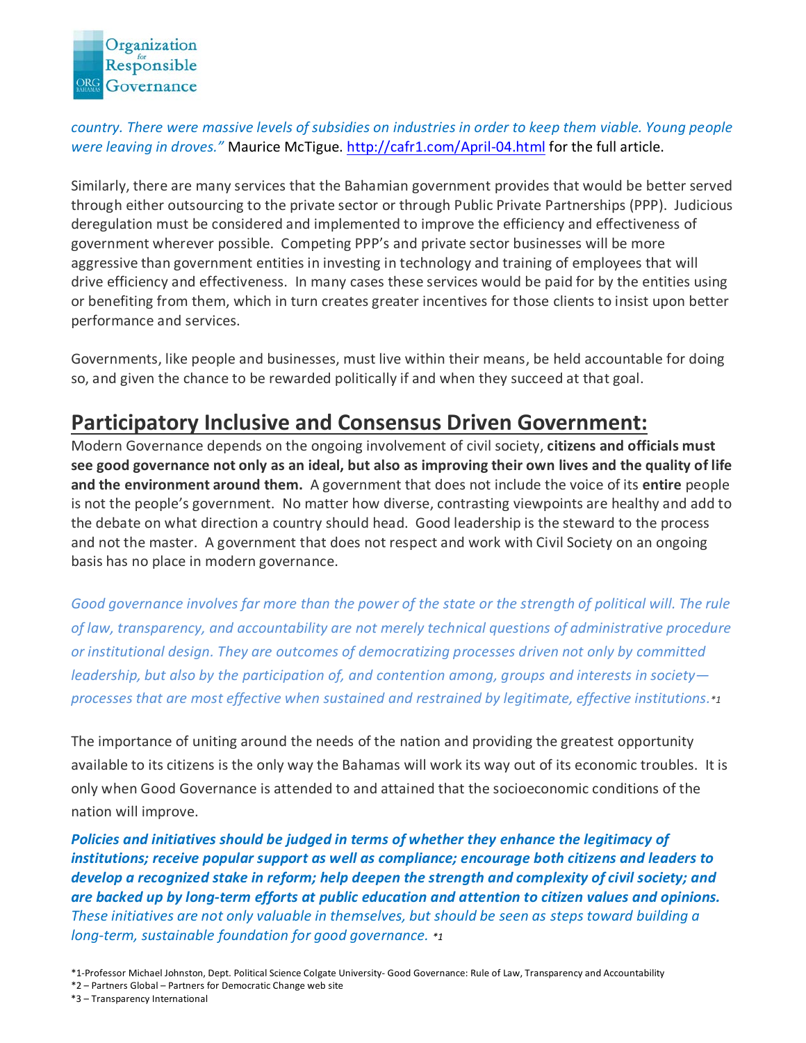*country. There were massive levels of subsidies on industries in order to keep them viable. Young people were leaving in droves."* Maurice McTigue. http://cafr1.com/April-04.html for the full article.

Similarly, there are many services that the Bahamian government provides that would be better served through either outsourcing to the private sector or through Public Private Partnerships (PPP). Judicious deregulation must be considered and implemented to improve the efficiency and effectiveness of government wherever possible. Competing PPP's and private sector businesses will be more aggressive than government entities in investing in technology and training of employees that will drive efficiency and effectiveness. In many cases these services would be paid for by the entities using or benefiting from them, which in turn creates greater incentives for those clients to insist upon better performance and services.

Governments, like people and businesses, must live within their means, be held accountable for doing so, and given the chance to be rewarded politically if and when they succeed at that goal.

## Participatory Inclusive and Consensus Driven Government:

Modern Governance depends on the ongoing involvement of civil society, **citizens and officials must see good governance not only as an ideal, but also as improving their own lives and the quality of life and the environment around them.** A government that does not include the voice of its **entire** people is not the people's government. No matter how diverse, contrasting viewpoints are healthy and add to the debate on what direction a country should head. Good leadership is the steward to the process and not the master. A government that does not respect and work with Civil Society on an ongoing basis has no place in modern governance.

*Good governance involves far more than the power of the state or the strength of political will. The rule of law, transparency, and accountability are not merely technical questions of administrative procedure or institutional design. They are outcomes of democratizing processes driven not only by committed leadership, but also by the participation of, and contention among, groups and interests in society—processes that are most effective when sustained and restrained by legitimate, effective institutions.\*1*

The importance of uniting around the needs of the nation and providing the greatest opportunity available to its citizens is the only way the Bahamas will work its way out of its economic troubles. It is only when Good Governance is attended to and attained that the socioeconomic conditions of the nation will improve.

***Policies and initiatives should be judged in terms of whether they enhance the legitimacy of institutions; receive popular support as well as compliance; encourage both citizens and leaders to develop a recognized stake in reform; help deepen the strength and complexity of civil society; and are backed up by long-term efforts at public education and attention to citizen values and opinions.*** *These initiatives are not only valuable in themselves, but should be seen as steps toward building a long-term, sustainable foundation for good governance. \*1*

*1-Professor Michael Johnston, Dept. Political Science Colgate University- Good Governance: Rule of Law, Transparency and Accountability

*2 – Partners Global – Partners for Democratic Change web site

*3 – Transparency International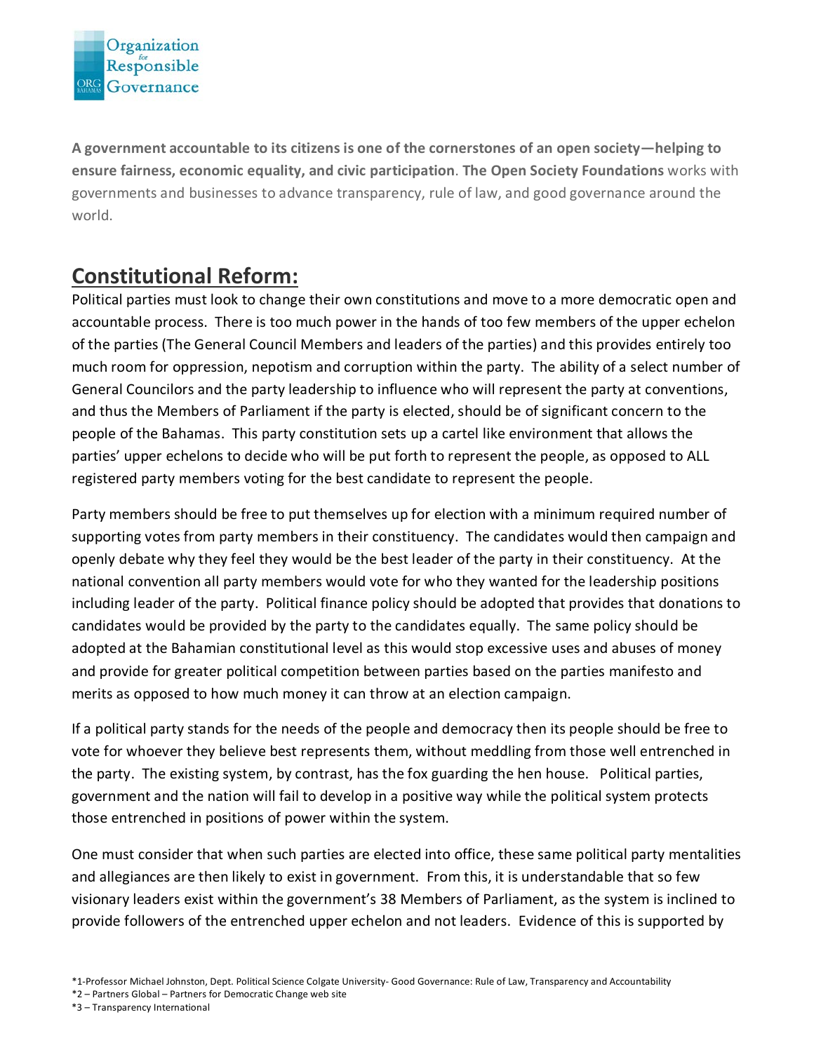Organization for Responsible Governance

**A government accountable to its citizens is one of the cornerstones of an open society—helping to ensure fairness, economic equality, and civic participation**. **The Open Society Foundations** works with governments and businesses to advance transparency, rule of law, and good governance around the world.

## Constitutional Reform:

Political parties must look to change their own constitutions and move to a more democratic open and accountable process. There is too much power in the hands of too few members of the upper echelon of the parties (The General Council Members and leaders of the parties) and this provides entirely too much room for oppression, nepotism and corruption within the party. The ability of a select number of General Councilors and the party leadership to influence who will represent the party at conventions, and thus the Members of Parliament if the party is elected, should be of significant concern to the people of the Bahamas. This party constitution sets up a cartel like environment that allows the parties' upper echelons to decide who will be put forth to represent the people, as opposed to ALL registered party members voting for the best candidate to represent the people.

Party members should be free to put themselves up for election with a minimum required number of supporting votes from party members in their constituency. The candidates would then campaign and openly debate why they feel they would be the best leader of the party in their constituency. At the national convention all party members would vote for who they wanted for the leadership positions including leader of the party. Political finance policy should be adopted that provides that donations to candidates would be provided by the party to the candidates equally. The same policy should be adopted at the Bahamian constitutional level as this would stop excessive uses and abuses of money and provide for greater political competition between parties based on the parties manifesto and merits as opposed to how much money it can throw at an election campaign.

If a political party stands for the needs of the people and democracy then its people should be free to vote for whoever they believe best represents them, without meddling from those well entrenched in the party. The existing system, by contrast, has the fox guarding the hen house. Political parties, government and the nation will fail to develop in a positive way while the political system protects those entrenched in positions of power within the system.

One must consider that when such parties are elected into office, these same political party mentalities and allegiances are then likely to exist in government. From this, it is understandable that so few visionary leaders exist within the government's 38 Members of Parliament, as the system is inclined to provide followers of the entrenched upper echelon and not leaders. Evidence of this is supported by

*1-Professor Michael Johnston, Dept. Political Science Colgate University- Good Governance: Rule of Law, Transparency and Accountability
*2 – Partners Global – Partners for Democratic Change web site
*3 – Transparency International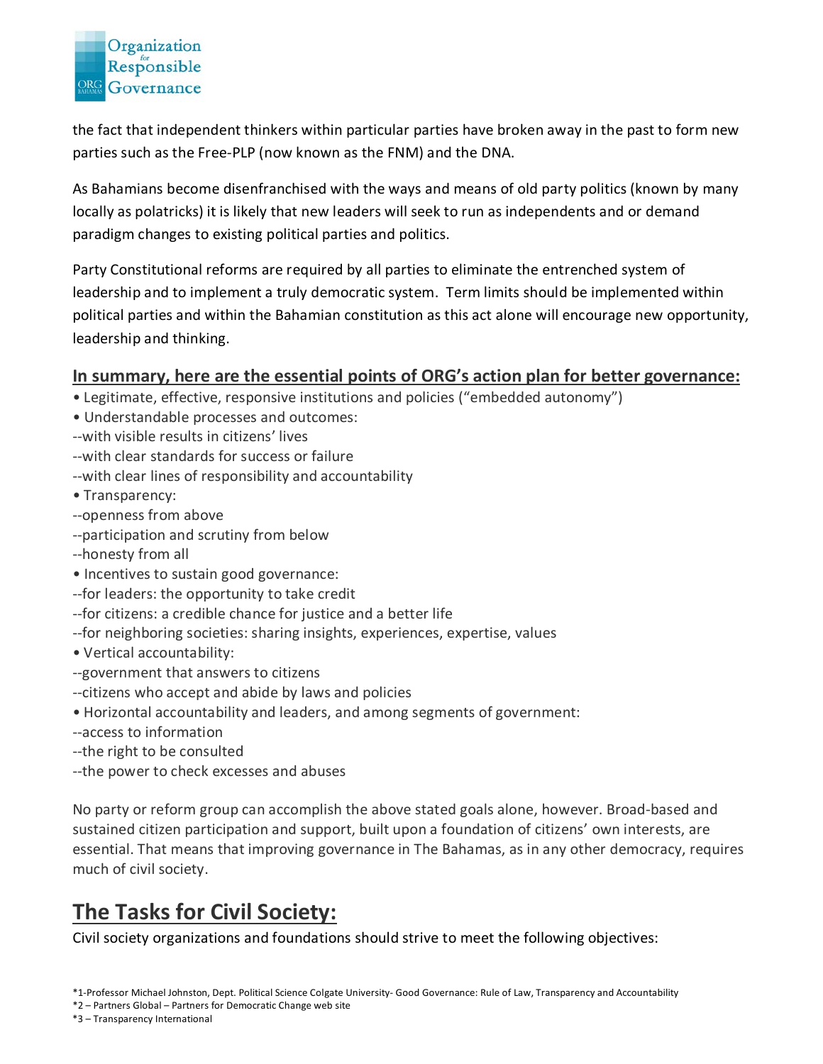the fact that independent thinkers within particular parties have broken away in the past to form new parties such as the Free-PLP (now known as the FNM) and the DNA.

As Bahamians become disenfranchised with the ways and means of old party politics (known by many locally as polatricks) it is likely that new leaders will seek to run as independents and or demand paradigm changes to existing political parties and politics.

Party Constitutional reforms are required by all parties to eliminate the entrenched system of leadership and to implement a truly democratic system. Term limits should be implemented within political parties and within the Bahamian constitution as this act alone will encourage new opportunity, leadership and thinking.

**In summary, here are the essential points of ORG's action plan for better governance:**

- Legitimate, effective, responsive institutions and policies ("embedded autonomy")
- Understandable processes and outcomes:
  - --with visible results in citizens' lives
  - --with clear standards for success or failure
  - --with clear lines of responsibility and accountability
- Transparency:
  - --openness from above
  - --participation and scrutiny from below
  - --honesty from all
- Incentives to sustain good governance:
  - --for leaders: the opportunity to take credit
  - --for citizens: a credible chance for justice and a better life
  - --for neighboring societies: sharing insights, experiences, expertise, values
- Vertical accountability:
  - --government that answers to citizens
  - --citizens who accept and abide by laws and policies
- Horizontal accountability and leaders, and among segments of government:
  - --access to information
  - --the right to be consulted
  - --the power to check excesses and abuses

No party or reform group can accomplish the above stated goals alone, however. Broad-based and sustained citizen participation and support, built upon a foundation of citizens' own interests, are essential. That means that improving governance in The Bahamas, as in any other democracy, requires much of civil society.

## The Tasks for Civil Society:

Civil society organizations and foundations should strive to meet the following objectives:

*1-Professor Michael Johnston, Dept. Political Science Colgate University- Good Governance: Rule of Law, Transparency and Accountability

*2 – Partners Global – Partners for Democratic Change web site

*3 – Transparency International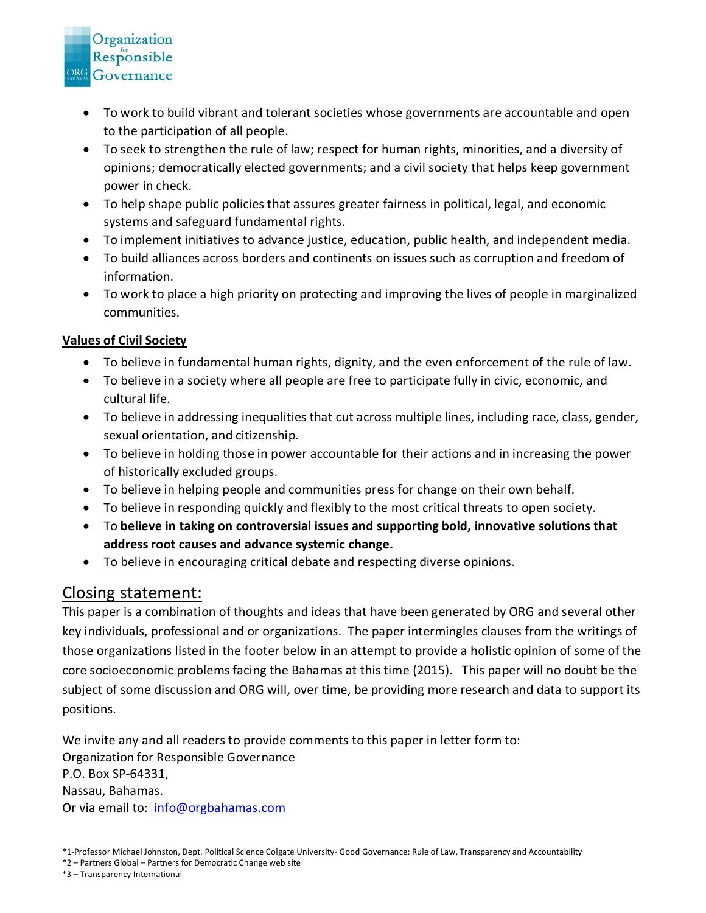- To work to build vibrant and tolerant societies whose governments are accountable and open to the participation of all people.
- To seek to strengthen the rule of law; respect for human rights, minorities, and a diversity of opinions; democratically elected governments; and a civil society that helps keep government power in check.
- To help shape public policies that assures greater fairness in political, legal, and economic systems and safeguard fundamental rights.
- To implement initiatives to advance justice, education, public health, and independent media.
- To build alliances across borders and continents on issues such as corruption and freedom of information.
- To work to place a high priority on protecting and improving the lives of people in marginalized communities.

**Values of Civil Society**

- To believe in fundamental human rights, dignity, and the even enforcement of the rule of law.
- To believe in a society where all people are free to participate fully in civic, economic, and cultural life.
- To believe in addressing inequalities that cut across multiple lines, including race, class, gender, sexual orientation, and citizenship.
- To believe in holding those in power accountable for their actions and in increasing the power of historically excluded groups.
- To believe in helping people and communities press for change on their own behalf.
- To believe in responding quickly and flexibly to the most critical threats to open society.
- To **believe in taking on controversial issues and supporting bold, innovative solutions that address root causes and advance systemic change.**
- To believe in encouraging critical debate and respecting diverse opinions.

## Closing statement:

This paper is a combination of thoughts and ideas that have been generated by ORG and several other key individuals, professional and or organizations. The paper intermingles clauses from the writings of those organizations listed in the footer below in an attempt to provide a holistic opinion of some of the core socioeconomic problems facing the Bahamas at this time (2015). This paper will no doubt be the subject of some discussion and ORG will, over time, be providing more research and data to support its positions.

We invite any and all readers to provide comments to this paper in letter form to:
Organization for Responsible Governance
P.O. Box SP-64331,
Nassau, Bahamas.
Or via email to: info@orgbahamas.com

*1-Professor Michael Johnston, Dept. Political Science Colgate University- Good Governance: Rule of Law, Transparency and Accountability
*2 – Partners Global – Partners for Democratic Change web site
*3 – Transparency International